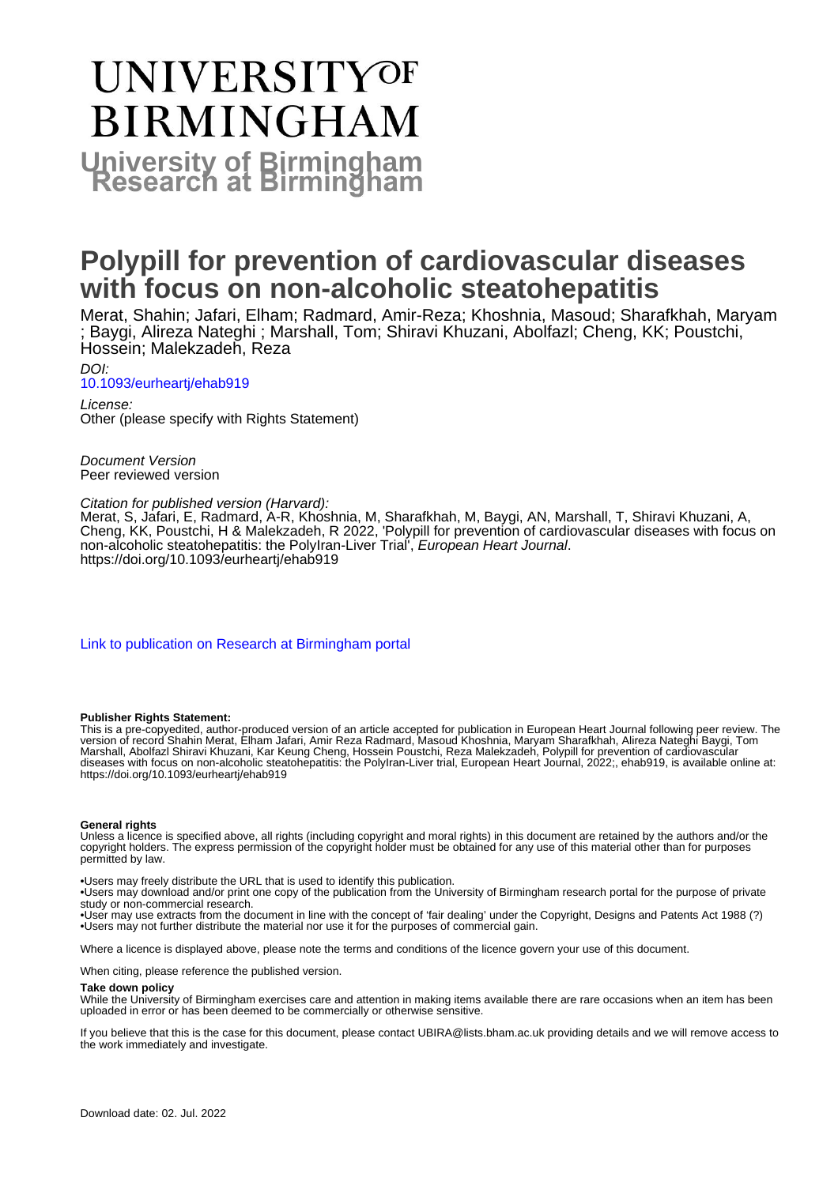# UNIVERSITY OF BIRMINGHAM

## University of Birmingham Research at Birmingham

# Polypill for prevention of cardiovascular diseases with focus on non-alcoholic steatohepatitis

Merat, Shahin; Jafari, Elham; Radmard, Amir-Reza; Khoshnia, Masoud; Sharafkhah, Maryam ; Baygi, Alireza Nateghi ; Marshall, Tom; Shiravi Khuzani, Abolfazl; Cheng, KK; Poustchi, Hossein; Malekzadeh, Reza

*DOI:*
10.1093/eurheartj/ehab919

*License:*
Other (please specify with Rights Statement)

*Document Version*
Peer reviewed version

*Citation for published version (Harvard):*
Merat, S, Jafari, E, Radmard, A-R, Khoshnia, M, Sharafkhah, M, Baygi, AN, Marshall, T, Shiravi Khuzani, A, Cheng, KK, Poustchi, H & Malekzadeh, R 2022, 'Polypill for prevention of cardiovascular diseases with focus on non-alcoholic steatohepatitis: the PolyIran-Liver Trial', *European Heart Journal*. https://doi.org/10.1093/eurheartj/ehab919

Link to publication on Research at Birmingham portal

**Publisher Rights Statement:**
This is a pre-copyedited, author-produced version of an article accepted for publication in European Heart Journal following peer review. The version of record Shahin Merat, Elham Jafari, Amir Reza Radmard, Masoud Khoshnia, Maryam Sharafkhah, Alireza Nateghi Baygi, Tom Marshall, Abolfazl Shiravi Khuzani, Kar Keung Cheng, Hossein Poustchi, Reza Malekzadeh, Polypill for prevention of cardiovascular diseases with focus on non-alcoholic steatohepatitis: the PolyIran-Liver trial, European Heart Journal, 2022;, ehab919, is available online at: https://doi.org/10.1093/eurheartj/ehab919

**General rights**
Unless a licence is specified above, all rights (including copyright and moral rights) in this document are retained by the authors and/or the copyright holders. The express permission of the copyright holder must be obtained for any use of this material other than for purposes permitted by law.

•Users may freely distribute the URL that is used to identify this publication.
•Users may download and/or print one copy of the publication from the University of Birmingham research portal for the purpose of private study or non-commercial research.
•User may use extracts from the document in line with the concept of 'fair dealing' under the Copyright, Designs and Patents Act 1988 (?)
•Users may not further distribute the material nor use it for the purposes of commercial gain.

Where a licence is displayed above, please note the terms and conditions of the licence govern your use of this document.

When citing, please reference the published version.

**Take down policy**
While the University of Birmingham exercises care and attention in making items available there are rare occasions when an item has been uploaded in error or has been deemed to be commercially or otherwise sensitive.

If you believe that this is the case for this document, please contact UBIRA@lists.bham.ac.uk providing details and we will remove access to the work immediately and investigate.

Download date: 02. Jul. 2022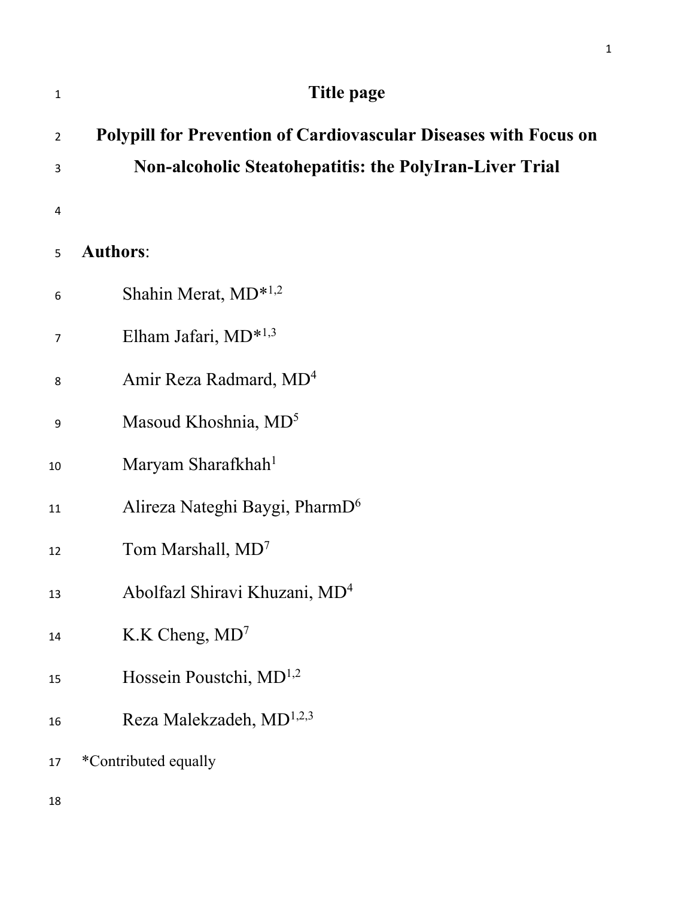# Title page

## Polypill for Prevention of Cardiovascular Diseases with Focus on Non-alcoholic Steatohepatitis: the PolyIran-Liver Trial

**Authors**:

Shahin Merat, MD*[1,2]

Elham Jafari, MD*[1,3]

Amir Reza Radmard, MD[4]

Masoud Khoshnia, MD[5]

Maryam Sharafkhah[1]

Alireza Nateghi Baygi, PharmD[6]

Tom Marshall, MD[7]

Abolfazl Shiravi Khuzani, MD[4]

K.K Cheng, MD[7]

Hossein Poustchi, MD[1,2]

Reza Malekzadeh, MD[1,2,3]

*Contributed equally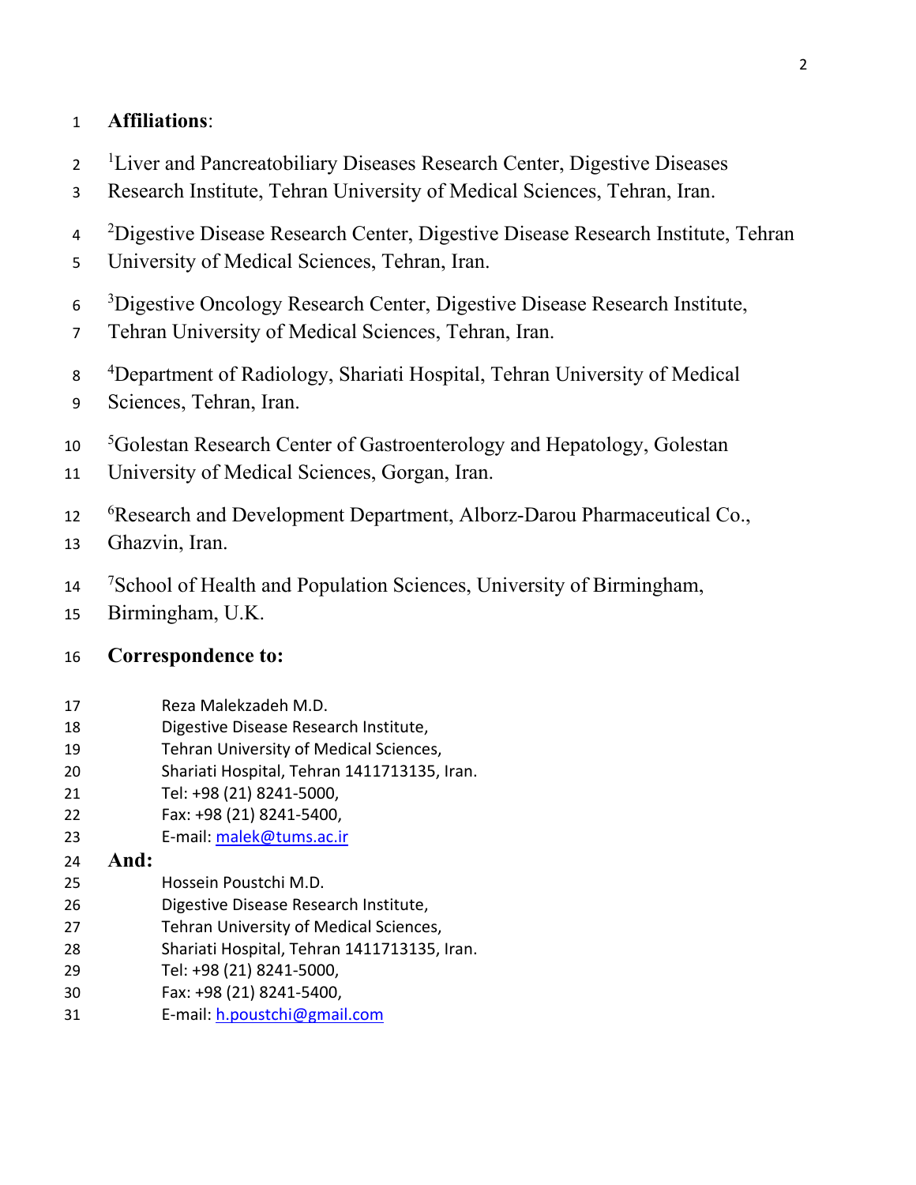**Affiliations**:

[1]Liver and Pancreatobiliary Diseases Research Center, Digestive Diseases Research Institute, Tehran University of Medical Sciences, Tehran, Iran.

[2]Digestive Disease Research Center, Digestive Disease Research Institute, Tehran University of Medical Sciences, Tehran, Iran.

[3]Digestive Oncology Research Center, Digestive Disease Research Institute, Tehran University of Medical Sciences, Tehran, Iran.

[4]Department of Radiology, Shariati Hospital, Tehran University of Medical Sciences, Tehran, Iran.

[5]Golestan Research Center of Gastroenterology and Hepatology, Golestan University of Medical Sciences, Gorgan, Iran.

[6]Research and Development Department, Alborz-Darou Pharmaceutical Co., Ghazvin, Iran.

[7]School of Health and Population Sciences, University of Birmingham, Birmingham, U.K.

**Correspondence to:**

Reza Malekzadeh M.D.
Digestive Disease Research Institute,
Tehran University of Medical Sciences,
Shariati Hospital, Tehran 1411713135, Iran.
Tel: +98 (21) 8241-5000,
Fax: +98 (21) 8241-5400,
E-mail: malek@tums.ac.ir

**And:**

Hossein Poustchi M.D.
Digestive Disease Research Institute,
Tehran University of Medical Sciences,
Shariati Hospital, Tehran 1411713135, Iran.
Tel: +98 (21) 8241-5000,
Fax: +98 (21) 8241-5400,
E-mail: h.poustchi@gmail.com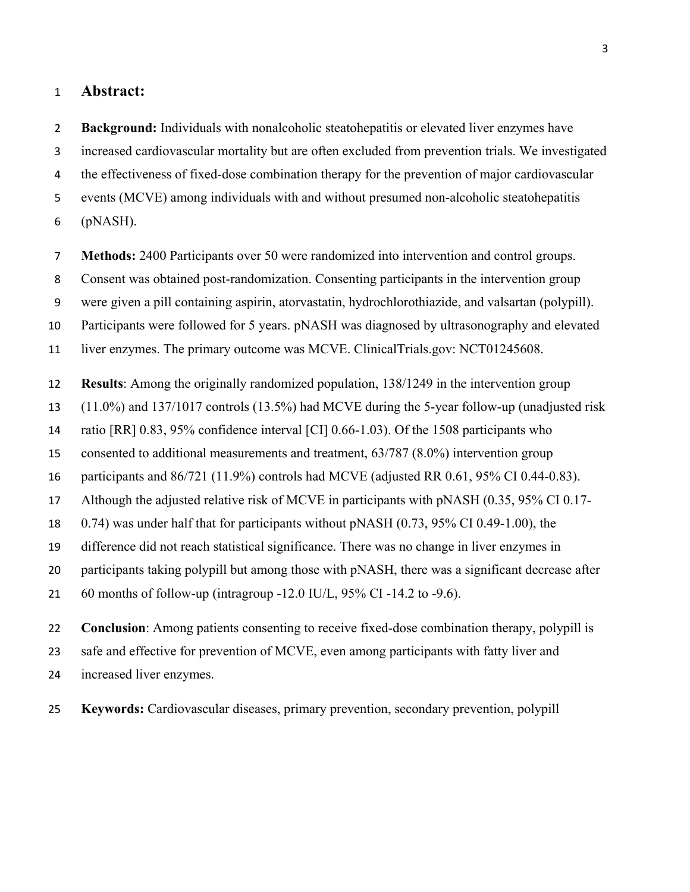## Abstract:

**Background:** Individuals with nonalcoholic steatohepatitis or elevated liver enzymes have increased cardiovascular mortality but are often excluded from prevention trials. We investigated the effectiveness of fixed-dose combination therapy for the prevention of major cardiovascular events (MCVE) among individuals with and without presumed non-alcoholic steatohepatitis (pNASH).

**Methods:** 2400 Participants over 50 were randomized into intervention and control groups. Consent was obtained post-randomization. Consenting participants in the intervention group were given a pill containing aspirin, atorvastatin, hydrochlorothiazide, and valsartan (polypill). Participants were followed for 5 years. pNASH was diagnosed by ultrasonography and elevated liver enzymes. The primary outcome was MCVE. ClinicalTrials.gov: NCT01245608.

**Results**: Among the originally randomized population, 138/1249 in the intervention group (11.0%) and 137/1017 controls (13.5%) had MCVE during the 5-year follow-up (unadjusted risk ratio [RR] 0.83, 95% confidence interval [CI] 0.66-1.03). Of the 1508 participants who consented to additional measurements and treatment, 63/787 (8.0%) intervention group participants and 86/721 (11.9%) controls had MCVE (adjusted RR 0.61, 95% CI 0.44-0.83). Although the adjusted relative risk of MCVE in participants with pNASH (0.35, 95% CI 0.17-0.74) was under half that for participants without pNASH (0.73, 95% CI 0.49-1.00), the difference did not reach statistical significance. There was no change in liver enzymes in participants taking polypill but among those with pNASH, there was a significant decrease after 60 months of follow-up (intragroup -12.0 IU/L, 95% CI -14.2 to -9.6).

**Conclusion**: Among patients consenting to receive fixed-dose combination therapy, polypill is safe and effective for prevention of MCVE, even among participants with fatty liver and increased liver enzymes.

**Keywords:** Cardiovascular diseases, primary prevention, secondary prevention, polypill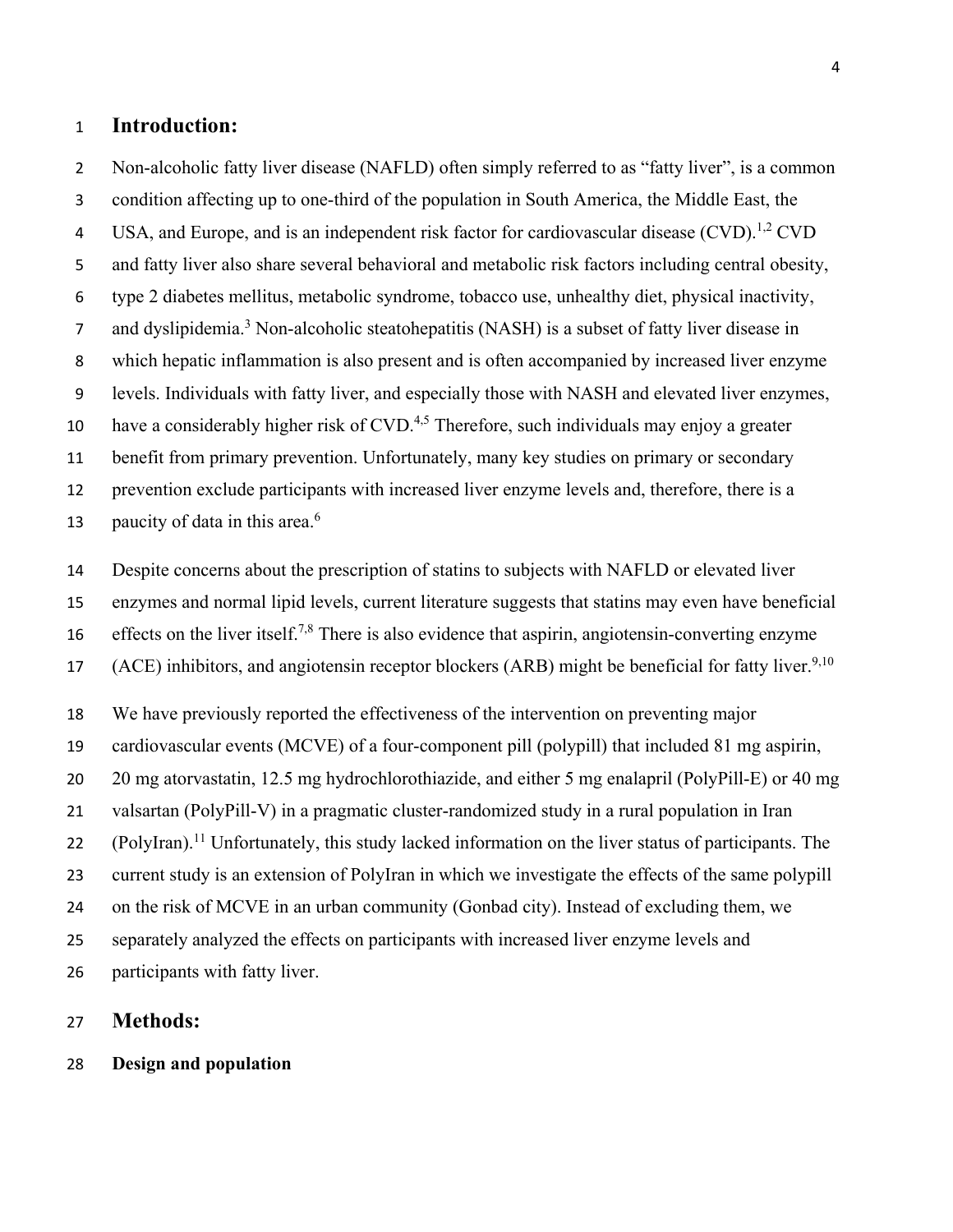## Introduction:

Non-alcoholic fatty liver disease (NAFLD) often simply referred to as “fatty liver”, is a common condition affecting up to one-third of the population in South America, the Middle East, the USA, and Europe, and is an independent risk factor for cardiovascular disease (CVD).[1,2] CVD and fatty liver also share several behavioral and metabolic risk factors including central obesity, type 2 diabetes mellitus, metabolic syndrome, tobacco use, unhealthy diet, physical inactivity, and dyslipidemia.[3] Non-alcoholic steatohepatitis (NASH) is a subset of fatty liver disease in which hepatic inflammation is also present and is often accompanied by increased liver enzyme levels. Individuals with fatty liver, and especially those with NASH and elevated liver enzymes, have a considerably higher risk of CVD.[4,5] Therefore, such individuals may enjoy a greater benefit from primary prevention. Unfortunately, many key studies on primary or secondary prevention exclude participants with increased liver enzyme levels and, therefore, there is a paucity of data in this area.[6]

Despite concerns about the prescription of statins to subjects with NAFLD or elevated liver enzymes and normal lipid levels, current literature suggests that statins may even have beneficial effects on the liver itself.[7,8] There is also evidence that aspirin, angiotensin-converting enzyme (ACE) inhibitors, and angiotensin receptor blockers (ARB) might be beneficial for fatty liver.[9,10]

We have previously reported the effectiveness of the intervention on preventing major cardiovascular events (MCVE) of a four-component pill (polypill) that included 81 mg aspirin, 20 mg atorvastatin, 12.5 mg hydrochlorothiazide, and either 5 mg enalapril (PolyPill-E) or 40 mg valsartan (PolyPill-V) in a pragmatic cluster-randomized study in a rural population in Iran (PolyIran).[11] Unfortunately, this study lacked information on the liver status of participants. The current study is an extension of PolyIran in which we investigate the effects of the same polypill on the risk of MCVE in an urban community (Gonbad city). Instead of excluding them, we separately analyzed the effects on participants with increased liver enzyme levels and participants with fatty liver.

## Methods:

### Design and population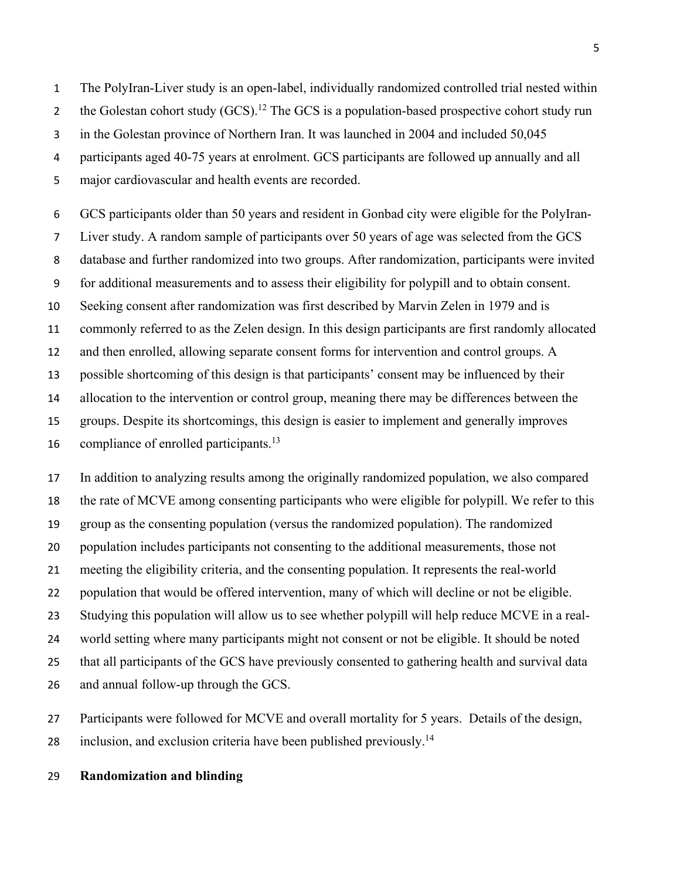The PolyIran-Liver study is an open-label, individually randomized controlled trial nested within the Golestan cohort study (GCS).[12] The GCS is a population-based prospective cohort study run in the Golestan province of Northern Iran. It was launched in 2004 and included 50,045 participants aged 40-75 years at enrolment. GCS participants are followed up annually and all major cardiovascular and health events are recorded.

GCS participants older than 50 years and resident in Gonbad city were eligible for the PolyIran-Liver study. A random sample of participants over 50 years of age was selected from the GCS database and further randomized into two groups. After randomization, participants were invited for additional measurements and to assess their eligibility for polypill and to obtain consent. Seeking consent after randomization was first described by Marvin Zelen in 1979 and is commonly referred to as the Zelen design. In this design participants are first randomly allocated and then enrolled, allowing separate consent forms for intervention and control groups. A possible shortcoming of this design is that participants' consent may be influenced by their allocation to the intervention or control group, meaning there may be differences between the groups. Despite its shortcomings, this design is easier to implement and generally improves compliance of enrolled participants.[13]

In addition to analyzing results among the originally randomized population, we also compared the rate of MCVE among consenting participants who were eligible for polypill. We refer to this group as the consenting population (versus the randomized population). The randomized population includes participants not consenting to the additional measurements, those not meeting the eligibility criteria, and the consenting population. It represents the real-world population that would be offered intervention, many of which will decline or not be eligible. Studying this population will allow us to see whether polypill will help reduce MCVE in a real-world setting where many participants might not consent or not be eligible. It should be noted that all participants of the GCS have previously consented to gathering health and survival data and annual follow-up through the GCS.

Participants were followed for MCVE and overall mortality for 5 years. Details of the design, inclusion, and exclusion criteria have been published previously.[14]

**Randomization and blinding**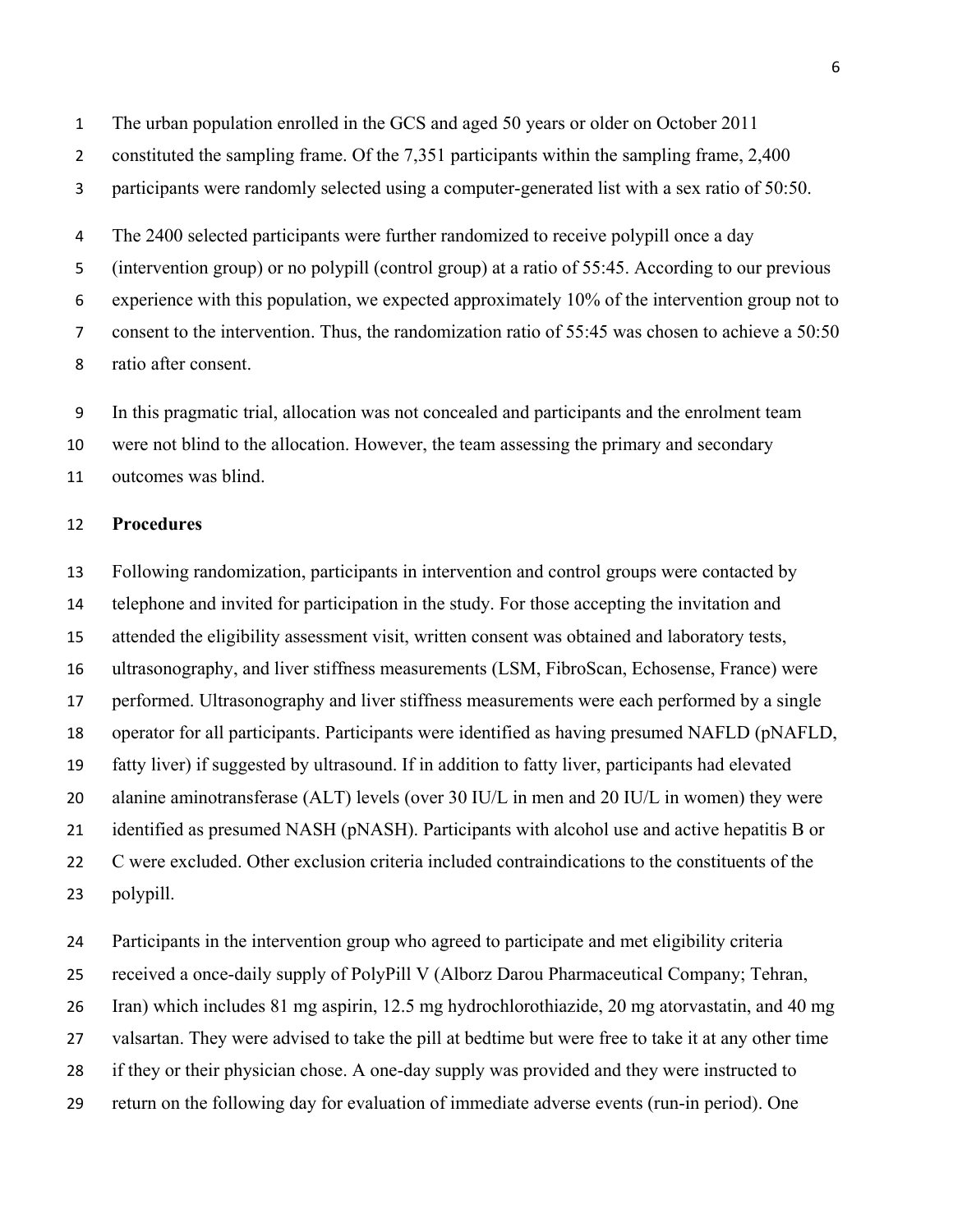The urban population enrolled in the GCS and aged 50 years or older on October 2011 constituted the sampling frame. Of the 7,351 participants within the sampling frame, 2,400 participants were randomly selected using a computer-generated list with a sex ratio of 50:50.

The 2400 selected participants were further randomized to receive polypill once a day (intervention group) or no polypill (control group) at a ratio of 55:45. According to our previous experience with this population, we expected approximately 10% of the intervention group not to consent to the intervention. Thus, the randomization ratio of 55:45 was chosen to achieve a 50:50 ratio after consent.

In this pragmatic trial, allocation was not concealed and participants and the enrolment team were not blind to the allocation. However, the team assessing the primary and secondary outcomes was blind.

**Procedures**

Following randomization, participants in intervention and control groups were contacted by telephone and invited for participation in the study. For those accepting the invitation and attended the eligibility assessment visit, written consent was obtained and laboratory tests, ultrasonography, and liver stiffness measurements (LSM, FibroScan, Echosense, France) were performed. Ultrasonography and liver stiffness measurements were each performed by a single operator for all participants. Participants were identified as having presumed NAFLD (pNAFLD, fatty liver) if suggested by ultrasound. If in addition to fatty liver, participants had elevated alanine aminotransferase (ALT) levels (over 30 IU/L in men and 20 IU/L in women) they were identified as presumed NASH (pNASH). Participants with alcohol use and active hepatitis B or C were excluded. Other exclusion criteria included contraindications to the constituents of the polypill.

Participants in the intervention group who agreed to participate and met eligibility criteria received a once-daily supply of PolyPill V (Alborz Darou Pharmaceutical Company; Tehran, Iran) which includes 81 mg aspirin, 12.5 mg hydrochlorothiazide, 20 mg atorvastatin, and 40 mg valsartan. They were advised to take the pill at bedtime but were free to take it at any other time if they or their physician chose. A one-day supply was provided and they were instructed to return on the following day for evaluation of immediate adverse events (run-in period). One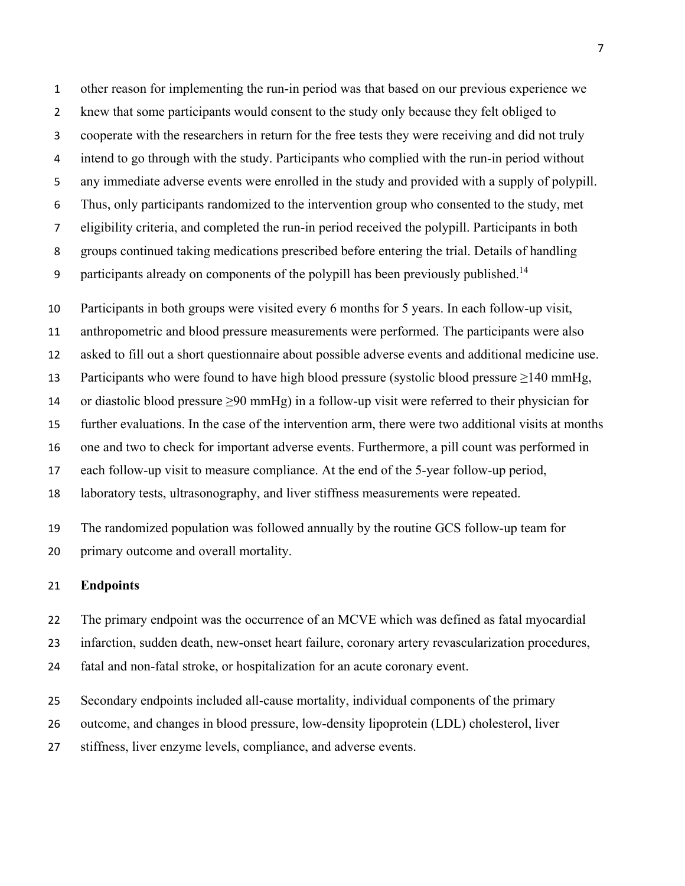other reason for implementing the run-in period was that based on our previous experience we knew that some participants would consent to the study only because they felt obliged to cooperate with the researchers in return for the free tests they were receiving and did not truly intend to go through with the study. Participants who complied with the run-in period without any immediate adverse events were enrolled in the study and provided with a supply of polypill. Thus, only participants randomized to the intervention group who consented to the study, met eligibility criteria, and completed the run-in period received the polypill. Participants in both groups continued taking medications prescribed before entering the trial. Details of handling participants already on components of the polypill has been previously published.[14]

Participants in both groups were visited every 6 months for 5 years. In each follow-up visit, anthropometric and blood pressure measurements were performed. The participants were also asked to fill out a short questionnaire about possible adverse events and additional medicine use. Participants who were found to have high blood pressure (systolic blood pressure ≥140 mmHg, or diastolic blood pressure ≥90 mmHg) in a follow-up visit were referred to their physician for further evaluations. In the case of the intervention arm, there were two additional visits at months one and two to check for important adverse events. Furthermore, a pill count was performed in each follow-up visit to measure compliance. At the end of the 5-year follow-up period, laboratory tests, ultrasonography, and liver stiffness measurements were repeated.

The randomized population was followed annually by the routine GCS follow-up team for primary outcome and overall mortality.

**Endpoints**

The primary endpoint was the occurrence of an MCVE which was defined as fatal myocardial infarction, sudden death, new-onset heart failure, coronary artery revascularization procedures, fatal and non-fatal stroke, or hospitalization for an acute coronary event.

Secondary endpoints included all-cause mortality, individual components of the primary outcome, and changes in blood pressure, low-density lipoprotein (LDL) cholesterol, liver stiffness, liver enzyme levels, compliance, and adverse events.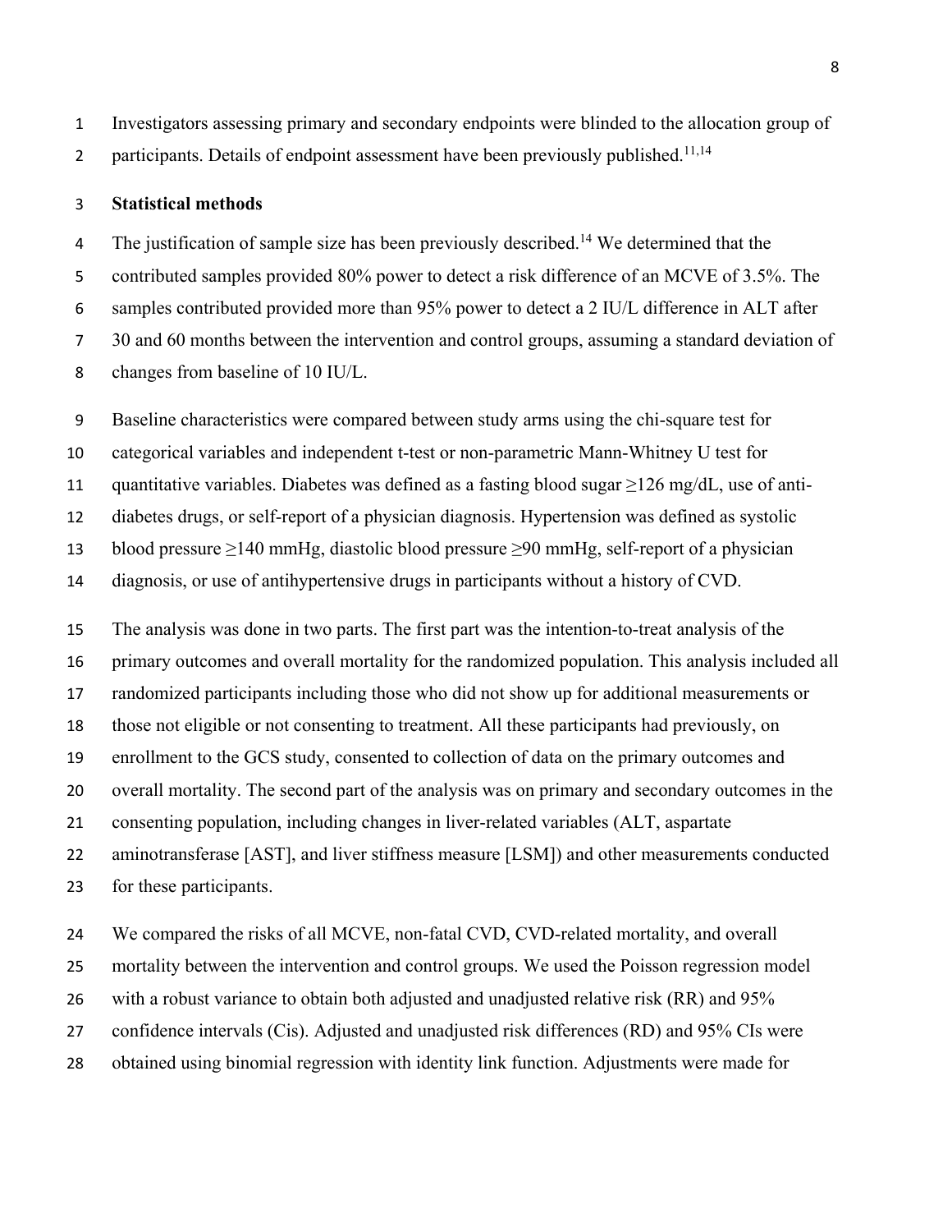Investigators assessing primary and secondary endpoints were blinded to the allocation group of participants. Details of endpoint assessment have been previously published.[11,14]

### Statistical methods

The justification of sample size has been previously described.[14] We determined that the contributed samples provided 80% power to detect a risk difference of an MCVE of 3.5%. The samples contributed provided more than 95% power to detect a 2 IU/L difference in ALT after 30 and 60 months between the intervention and control groups, assuming a standard deviation of changes from baseline of 10 IU/L.

Baseline characteristics were compared between study arms using the chi-square test for categorical variables and independent t-test or non-parametric Mann-Whitney U test for quantitative variables. Diabetes was defined as a fasting blood sugar ≥126 mg/dL, use of anti-diabetes drugs, or self-report of a physician diagnosis. Hypertension was defined as systolic blood pressure ≥140 mmHg, diastolic blood pressure ≥90 mmHg, self-report of a physician diagnosis, or use of antihypertensive drugs in participants without a history of CVD.

The analysis was done in two parts. The first part was the intention-to-treat analysis of the primary outcomes and overall mortality for the randomized population. This analysis included all randomized participants including those who did not show up for additional measurements or those not eligible or not consenting to treatment. All these participants had previously, on enrollment to the GCS study, consented to collection of data on the primary outcomes and overall mortality. The second part of the analysis was on primary and secondary outcomes in the consenting population, including changes in liver-related variables (ALT, aspartate aminotransferase [AST], and liver stiffness measure [LSM]) and other measurements conducted for these participants.

We compared the risks of all MCVE, non-fatal CVD, CVD-related mortality, and overall mortality between the intervention and control groups. We used the Poisson regression model with a robust variance to obtain both adjusted and unadjusted relative risk (RR) and 95% confidence intervals (Cis). Adjusted and unadjusted risk differences (RD) and 95% CIs were obtained using binomial regression with identity link function. Adjustments were made for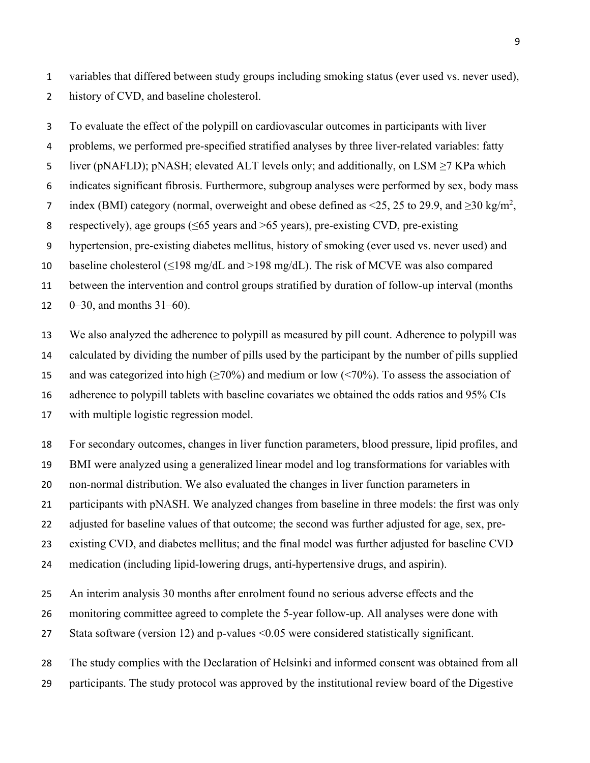variables that differed between study groups including smoking status (ever used vs. never used), history of CVD, and baseline cholesterol.

To evaluate the effect of the polypill on cardiovascular outcomes in participants with liver problems, we performed pre-specified stratified analyses by three liver-related variables: fatty liver (pNAFLD); pNASH; elevated ALT levels only; and additionally, on LSM ≥7 KPa which indicates significant fibrosis. Furthermore, subgroup analyses were performed by sex, body mass index (BMI) category (normal, overweight and obese defined as <25, 25 to 29.9, and ≥30 kg/m$^2$, respectively), age groups (≤65 years and >65 years), pre-existing CVD, pre-existing hypertension, pre-existing diabetes mellitus, history of smoking (ever used vs. never used) and baseline cholesterol (≤198 mg/dL and >198 mg/dL). The risk of MCVE was also compared between the intervention and control groups stratified by duration of follow-up interval (months 0–30, and months 31–60).

We also analyzed the adherence to polypill as measured by pill count. Adherence to polypill was calculated by dividing the number of pills used by the participant by the number of pills supplied and was categorized into high (≥70%) and medium or low (<70%). To assess the association of adherence to polypill tablets with baseline covariates we obtained the odds ratios and 95% CIs with multiple logistic regression model.

For secondary outcomes, changes in liver function parameters, blood pressure, lipid profiles, and BMI were analyzed using a generalized linear model and log transformations for variables with non-normal distribution. We also evaluated the changes in liver function parameters in participants with pNASH. We analyzed changes from baseline in three models: the first was only adjusted for baseline values of that outcome; the second was further adjusted for age, sex, pre-existing CVD, and diabetes mellitus; and the final model was further adjusted for baseline CVD medication (including lipid-lowering drugs, anti-hypertensive drugs, and aspirin).

An interim analysis 30 months after enrolment found no serious adverse effects and the monitoring committee agreed to complete the 5-year follow-up. All analyses were done with Stata software (version 12) and p-values <0.05 were considered statistically significant.

The study complies with the Declaration of Helsinki and informed consent was obtained from all participants. The study protocol was approved by the institutional review board of the Digestive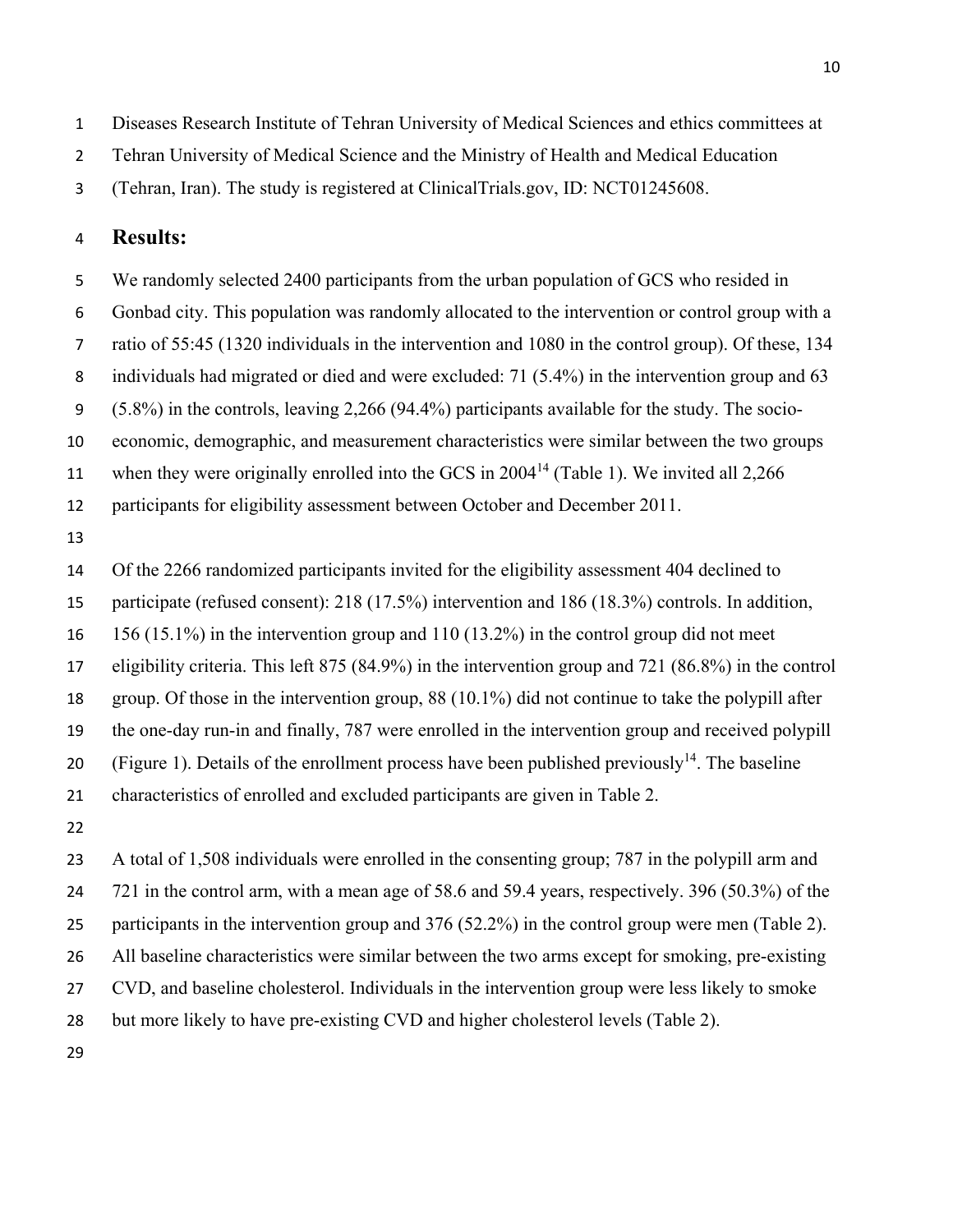Diseases Research Institute of Tehran University of Medical Sciences and ethics committees at Tehran University of Medical Science and the Ministry of Health and Medical Education (Tehran, Iran). The study is registered at ClinicalTrials.gov, ID: NCT01245608.

## Results:

We randomly selected 2400 participants from the urban population of GCS who resided in Gonbad city. This population was randomly allocated to the intervention or control group with a ratio of 55:45 (1320 individuals in the intervention and 1080 in the control group). Of these, 134 individuals had migrated or died and were excluded: 71 (5.4%) in the intervention group and 63 (5.8%) in the controls, leaving 2,266 (94.4%) participants available for the study. The socio-economic, demographic, and measurement characteristics were similar between the two groups when they were originally enrolled into the GCS in 2004[14] (Table 1). We invited all 2,266 participants for eligibility assessment between October and December 2011.

Of the 2266 randomized participants invited for the eligibility assessment 404 declined to participate (refused consent): 218 (17.5%) intervention and 186 (18.3%) controls. In addition, 156 (15.1%) in the intervention group and 110 (13.2%) in the control group did not meet eligibility criteria. This left 875 (84.9%) in the intervention group and 721 (86.8%) in the control group. Of those in the intervention group, 88 (10.1%) did not continue to take the polypill after the one-day run-in and finally, 787 were enrolled in the intervention group and received polypill (Figure 1). Details of the enrollment process have been published previously[14]. The baseline characteristics of enrolled and excluded participants are given in Table 2.

A total of 1,508 individuals were enrolled in the consenting group; 787 in the polypill arm and 721 in the control arm, with a mean age of 58.6 and 59.4 years, respectively. 396 (50.3%) of the participants in the intervention group and 376 (52.2%) in the control group were men (Table 2). All baseline characteristics were similar between the two arms except for smoking, pre-existing CVD, and baseline cholesterol. Individuals in the intervention group were less likely to smoke but more likely to have pre-existing CVD and higher cholesterol levels (Table 2).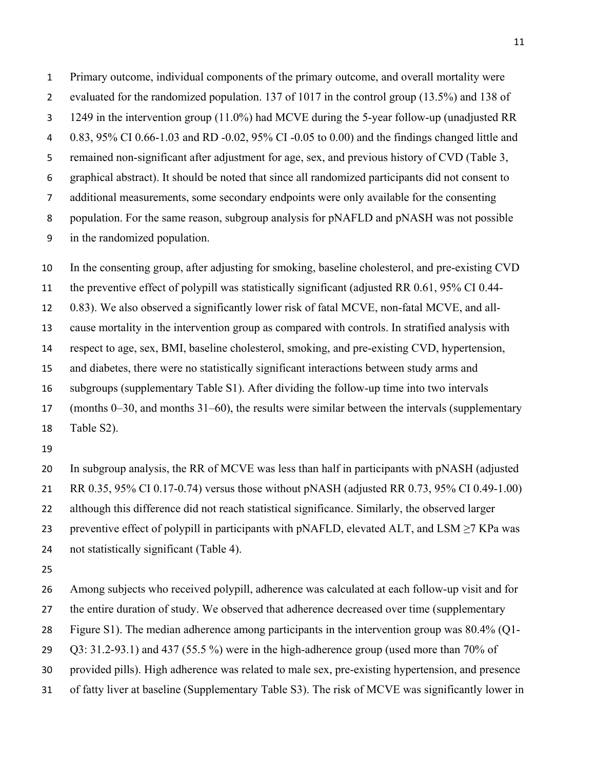Primary outcome, individual components of the primary outcome, and overall mortality were evaluated for the randomized population. 137 of 1017 in the control group (13.5%) and 138 of 1249 in the intervention group (11.0%) had MCVE during the 5-year follow-up (unadjusted RR 0.83, 95% CI 0.66-1.03 and RD -0.02, 95% CI -0.05 to 0.00) and the findings changed little and remained non-significant after adjustment for age, sex, and previous history of CVD (Table 3, graphical abstract). It should be noted that since all randomized participants did not consent to additional measurements, some secondary endpoints were only available for the consenting population. For the same reason, subgroup analysis for pNAFLD and pNASH was not possible in the randomized population.

In the consenting group, after adjusting for smoking, baseline cholesterol, and pre-existing CVD the preventive effect of polypill was statistically significant (adjusted RR 0.61, 95% CI 0.44-0.83). We also observed a significantly lower risk of fatal MCVE, non-fatal MCVE, and all-cause mortality in the intervention group as compared with controls. In stratified analysis with respect to age, sex, BMI, baseline cholesterol, smoking, and pre-existing CVD, hypertension, and diabetes, there were no statistically significant interactions between study arms and subgroups (supplementary Table S1). After dividing the follow-up time into two intervals (months 0–30, and months 31–60), the results were similar between the intervals (supplementary Table S2).

In subgroup analysis, the RR of MCVE was less than half in participants with pNASH (adjusted RR 0.35, 95% CI 0.17-0.74) versus those without pNASH (adjusted RR 0.73, 95% CI 0.49-1.00) although this difference did not reach statistical significance. Similarly, the observed larger preventive effect of polypill in participants with pNAFLD, elevated ALT, and LSM ≥7 KPa was not statistically significant (Table 4).

Among subjects who received polypill, adherence was calculated at each follow-up visit and for the entire duration of study. We observed that adherence decreased over time (supplementary Figure S1). The median adherence among participants in the intervention group was 80.4% (Q1-Q3: 31.2-93.1) and 437 (55.5 %) were in the high-adherence group (used more than 70% of provided pills). High adherence was related to male sex, pre-existing hypertension, and presence of fatty liver at baseline (Supplementary Table S3). The risk of MCVE was significantly lower in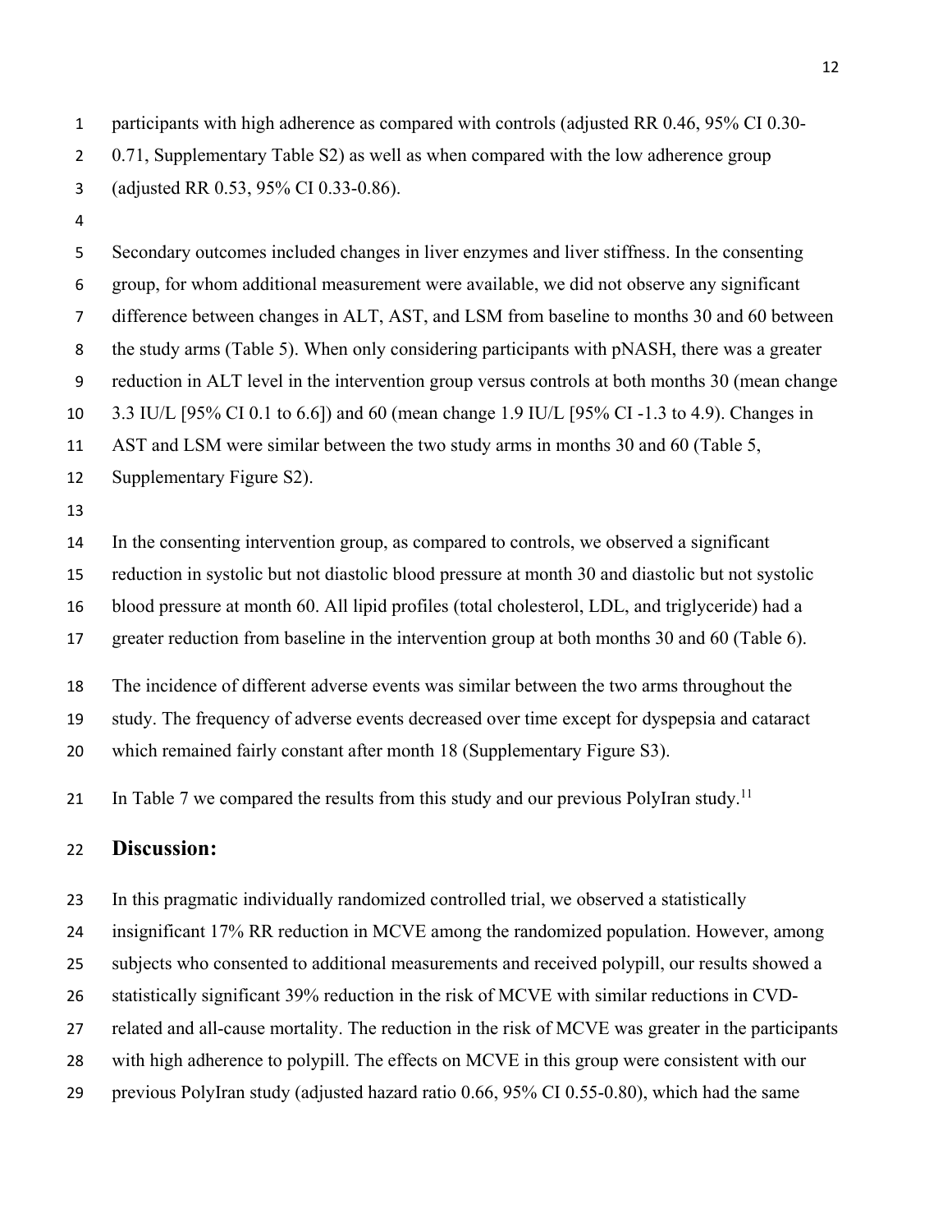participants with high adherence as compared with controls (adjusted RR 0.46, 95% CI 0.30-0.71, Supplementary Table S2) as well as when compared with the low adherence group (adjusted RR 0.53, 95% CI 0.33-0.86).

Secondary outcomes included changes in liver enzymes and liver stiffness. In the consenting group, for whom additional measurement were available, we did not observe any significant difference between changes in ALT, AST, and LSM from baseline to months 30 and 60 between the study arms (Table 5). When only considering participants with pNASH, there was a greater reduction in ALT level in the intervention group versus controls at both months 30 (mean change 3.3 IU/L [95% CI 0.1 to 6.6]) and 60 (mean change 1.9 IU/L [95% CI -1.3 to 4.9). Changes in AST and LSM were similar between the two study arms in months 30 and 60 (Table 5, Supplementary Figure S2).

In the consenting intervention group, as compared to controls, we observed a significant reduction in systolic but not diastolic blood pressure at month 30 and diastolic but not systolic blood pressure at month 60. All lipid profiles (total cholesterol, LDL, and triglyceride) had a greater reduction from baseline in the intervention group at both months 30 and 60 (Table 6).

The incidence of different adverse events was similar between the two arms throughout the study. The frequency of adverse events decreased over time except for dyspepsia and cataract which remained fairly constant after month 18 (Supplementary Figure S3).

In Table 7 we compared the results from this study and our previous PolyIran study.[11]

## Discussion:

In this pragmatic individually randomized controlled trial, we observed a statistically insignificant 17% RR reduction in MCVE among the randomized population. However, among subjects who consented to additional measurements and received polypill, our results showed a statistically significant 39% reduction in the risk of MCVE with similar reductions in CVD-related and all-cause mortality. The reduction in the risk of MCVE was greater in the participants with high adherence to polypill. The effects on MCVE in this group were consistent with our previous PolyIran study (adjusted hazard ratio 0.66, 95% CI 0.55-0.80), which had the same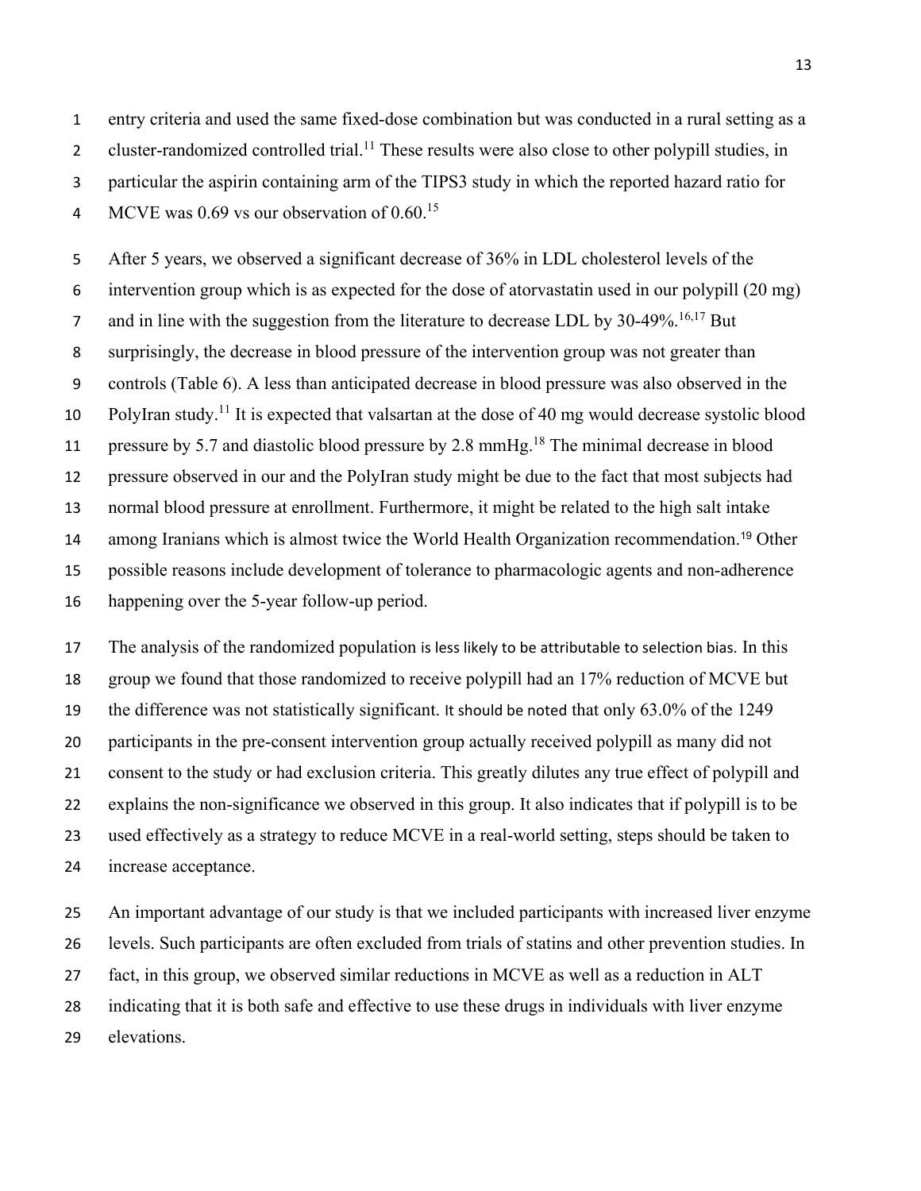entry criteria and used the same fixed-dose combination but was conducted in a rural setting as a cluster-randomized controlled trial.[11] These results were also close to other polypill studies, in particular the aspirin containing arm of the TIPS3 study in which the reported hazard ratio for MCVE was 0.69 vs our observation of 0.60.[15]

After 5 years, we observed a significant decrease of 36% in LDL cholesterol levels of the intervention group which is as expected for the dose of atorvastatin used in our polypill (20 mg) and in line with the suggestion from the literature to decrease LDL by 30-49%.[16,17] But surprisingly, the decrease in blood pressure of the intervention group was not greater than controls (Table 6). A less than anticipated decrease in blood pressure was also observed in the PolyIran study.[11] It is expected that valsartan at the dose of 40 mg would decrease systolic blood pressure by 5.7 and diastolic blood pressure by 2.8 mmHg.[18] The minimal decrease in blood pressure observed in our and the PolyIran study might be due to the fact that most subjects had normal blood pressure at enrollment. Furthermore, it might be related to the high salt intake among Iranians which is almost twice the World Health Organization recommendation.[19] Other possible reasons include development of tolerance to pharmacologic agents and non-adherence happening over the 5-year follow-up period.

The analysis of the randomized population is less likely to be attributable to selection bias. In this group we found that those randomized to receive polypill had an 17% reduction of MCVE but the difference was not statistically significant. It should be noted that only 63.0% of the 1249 participants in the pre-consent intervention group actually received polypill as many did not consent to the study or had exclusion criteria. This greatly dilutes any true effect of polypill and explains the non-significance we observed in this group. It also indicates that if polypill is to be used effectively as a strategy to reduce MCVE in a real-world setting, steps should be taken to increase acceptance.

An important advantage of our study is that we included participants with increased liver enzyme levels. Such participants are often excluded from trials of statins and other prevention studies. In fact, in this group, we observed similar reductions in MCVE as well as a reduction in ALT indicating that it is both safe and effective to use these drugs in individuals with liver enzyme elevations.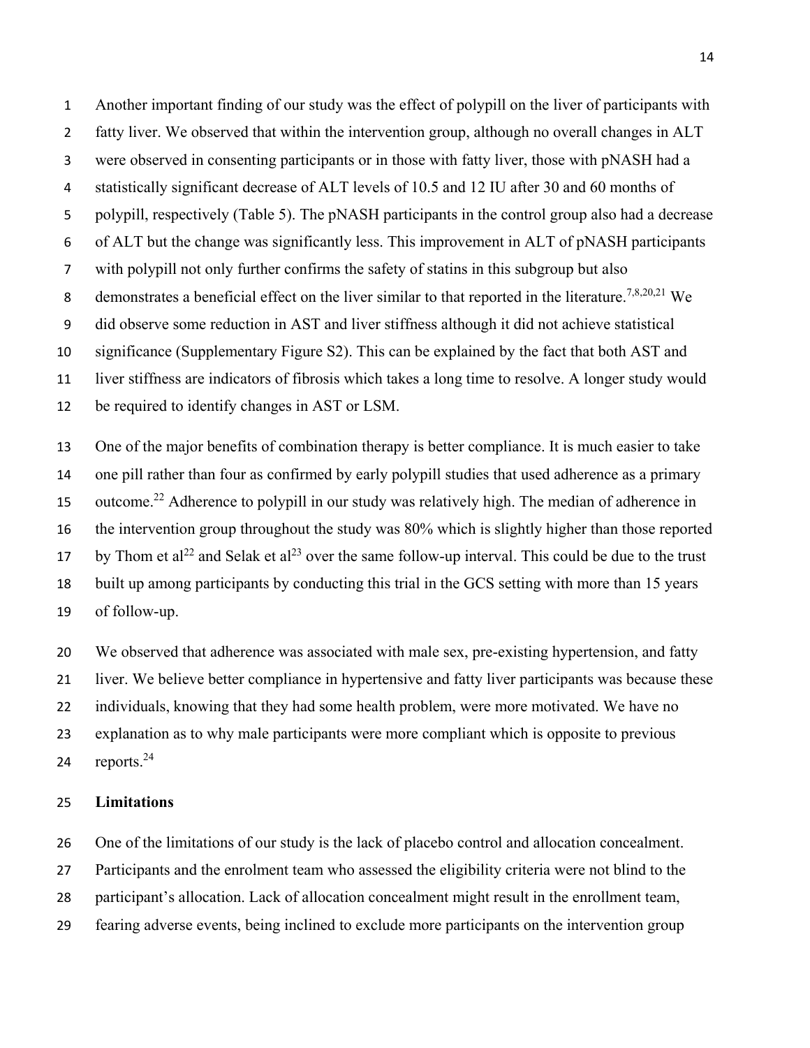Another important finding of our study was the effect of polypill on the liver of participants with fatty liver. We observed that within the intervention group, although no overall changes in ALT were observed in consenting participants or in those with fatty liver, those with pNASH had a statistically significant decrease of ALT levels of 10.5 and 12 IU after 30 and 60 months of polypill, respectively (Table 5). The pNASH participants in the control group also had a decrease of ALT but the change was significantly less. This improvement in ALT of pNASH participants with polypill not only further confirms the safety of statins in this subgroup but also demonstrates a beneficial effect on the liver similar to that reported in the literature.[7,8,20,21] We did observe some reduction in AST and liver stiffness although it did not achieve statistical significance (Supplementary Figure S2). This can be explained by the fact that both AST and liver stiffness are indicators of fibrosis which takes a long time to resolve. A longer study would be required to identify changes in AST or LSM.

One of the major benefits of combination therapy is better compliance. It is much easier to take one pill rather than four as confirmed by early polypill studies that used adherence as a primary outcome.[22] Adherence to polypill in our study was relatively high. The median of adherence in the intervention group throughout the study was 80% which is slightly higher than those reported by Thom et al[22] and Selak et al[23] over the same follow-up interval. This could be due to the trust built up among participants by conducting this trial in the GCS setting with more than 15 years of follow-up.

We observed that adherence was associated with male sex, pre-existing hypertension, and fatty liver. We believe better compliance in hypertensive and fatty liver participants was because these individuals, knowing that they had some health problem, were more motivated. We have no explanation as to why male participants were more compliant which is opposite to previous reports.[24]

**Limitations**

One of the limitations of our study is the lack of placebo control and allocation concealment. Participants and the enrolment team who assessed the eligibility criteria were not blind to the participant's allocation. Lack of allocation concealment might result in the enrollment team, fearing adverse events, being inclined to exclude more participants on the intervention group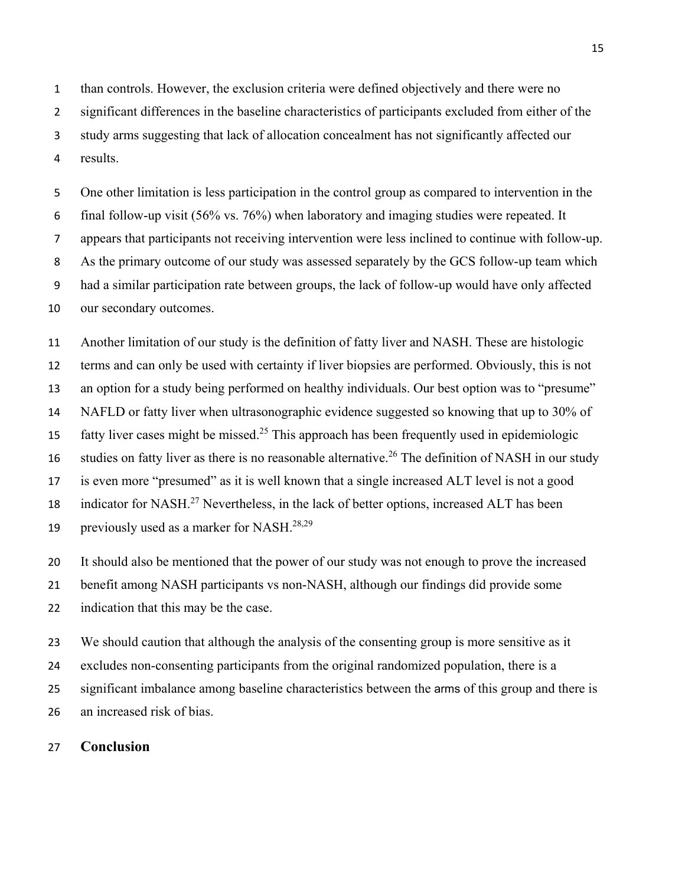than controls. However, the exclusion criteria were defined objectively and there were no significant differences in the baseline characteristics of participants excluded from either of the study arms suggesting that lack of allocation concealment has not significantly affected our results.

One other limitation is less participation in the control group as compared to intervention in the final follow-up visit (56% vs. 76%) when laboratory and imaging studies were repeated. It appears that participants not receiving intervention were less inclined to continue with follow-up. As the primary outcome of our study was assessed separately by the GCS follow-up team which had a similar participation rate between groups, the lack of follow-up would have only affected our secondary outcomes.

Another limitation of our study is the definition of fatty liver and NASH. These are histologic terms and can only be used with certainty if liver biopsies are performed. Obviously, this is not an option for a study being performed on healthy individuals. Our best option was to "presume" NAFLD or fatty liver when ultrasonographic evidence suggested so knowing that up to 30% of fatty liver cases might be missed.[25] This approach has been frequently used in epidemiologic studies on fatty liver as there is no reasonable alternative.[26] The definition of NASH in our study is even more "presumed" as it is well known that a single increased ALT level is not a good indicator for NASH.[27] Nevertheless, in the lack of better options, increased ALT has been previously used as a marker for NASH.[28,29]

It should also be mentioned that the power of our study was not enough to prove the increased benefit among NASH participants vs non-NASH, although our findings did provide some indication that this may be the case.

We should caution that although the analysis of the consenting group is more sensitive as it excludes non-consenting participants from the original randomized population, there is a significant imbalance among baseline characteristics between the arms of this group and there is an increased risk of bias.

## Conclusion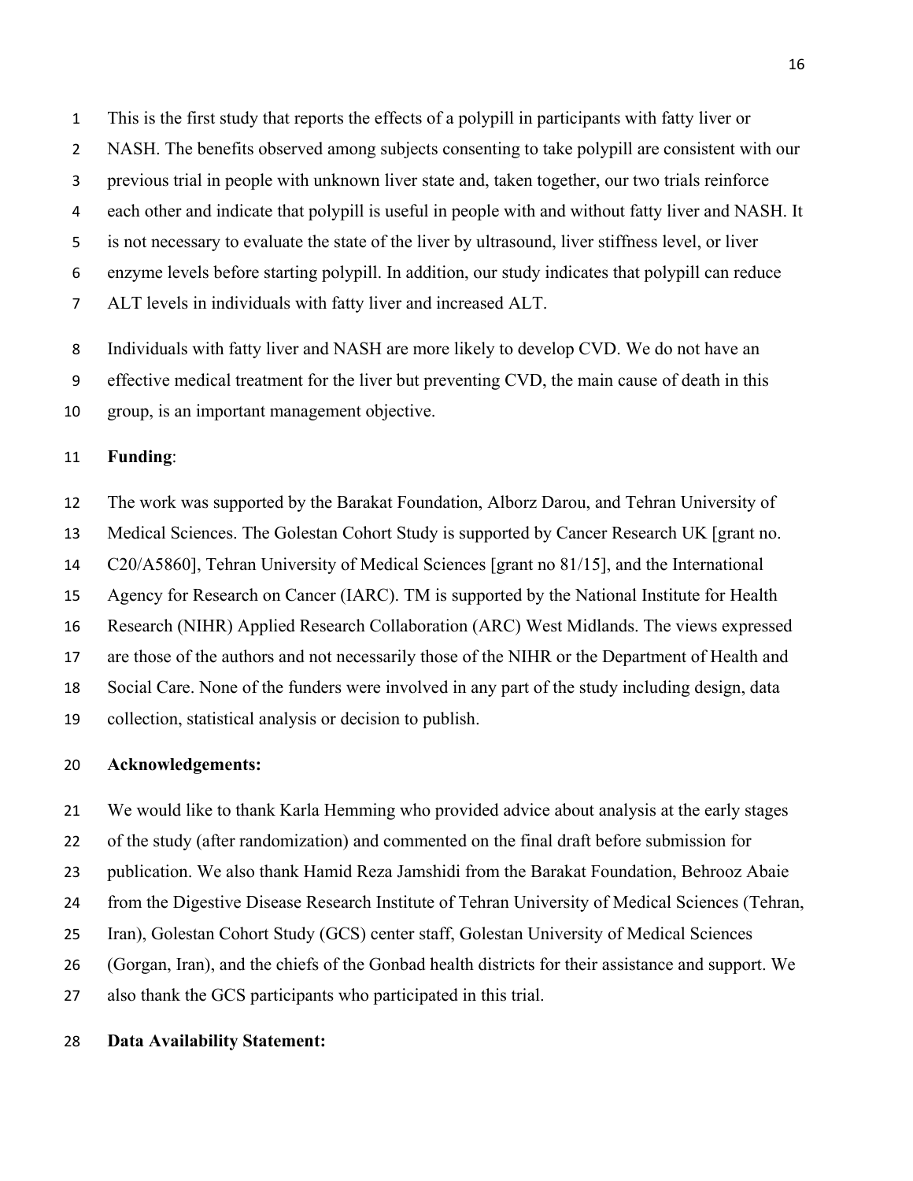This is the first study that reports the effects of a polypill in participants with fatty liver or NASH. The benefits observed among subjects consenting to take polypill are consistent with our previous trial in people with unknown liver state and, taken together, our two trials reinforce each other and indicate that polypill is useful in people with and without fatty liver and NASH. It is not necessary to evaluate the state of the liver by ultrasound, liver stiffness level, or liver enzyme levels before starting polypill. In addition, our study indicates that polypill can reduce ALT levels in individuals with fatty liver and increased ALT.

Individuals with fatty liver and NASH are more likely to develop CVD. We do not have an effective medical treatment for the liver but preventing CVD, the main cause of death in this group, is an important management objective.

**Funding**:

The work was supported by the Barakat Foundation, Alborz Darou, and Tehran University of Medical Sciences. The Golestan Cohort Study is supported by Cancer Research UK [grant no. C20/A5860], Tehran University of Medical Sciences [grant no 81/15], and the International Agency for Research on Cancer (IARC). TM is supported by the National Institute for Health Research (NIHR) Applied Research Collaboration (ARC) West Midlands. The views expressed are those of the authors and not necessarily those of the NIHR or the Department of Health and Social Care. None of the funders were involved in any part of the study including design, data collection, statistical analysis or decision to publish.

**Acknowledgements:**

We would like to thank Karla Hemming who provided advice about analysis at the early stages of the study (after randomization) and commented on the final draft before submission for publication. We also thank Hamid Reza Jamshidi from the Barakat Foundation, Behrooz Abaie from the Digestive Disease Research Institute of Tehran University of Medical Sciences (Tehran, Iran), Golestan Cohort Study (GCS) center staff, Golestan University of Medical Sciences (Gorgan, Iran), and the chiefs of the Gonbad health districts for their assistance and support. We also thank the GCS participants who participated in this trial.

**Data Availability Statement:**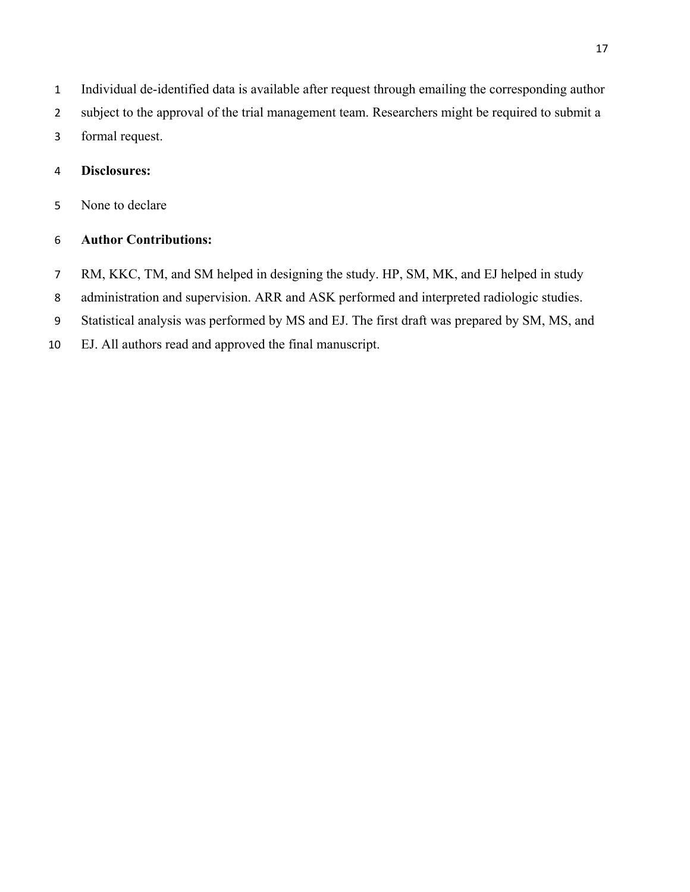Individual de-identified data is available after request through emailing the corresponding author subject to the approval of the trial management team. Researchers might be required to submit a formal request.

**Disclosures:**

None to declare

**Author Contributions:**

RM, KKC, TM, and SM helped in designing the study. HP, SM, MK, and EJ helped in study administration and supervision. ARR and ASK performed and interpreted radiologic studies. Statistical analysis was performed by MS and EJ. The first draft was prepared by SM, MS, and EJ. All authors read and approved the final manuscript.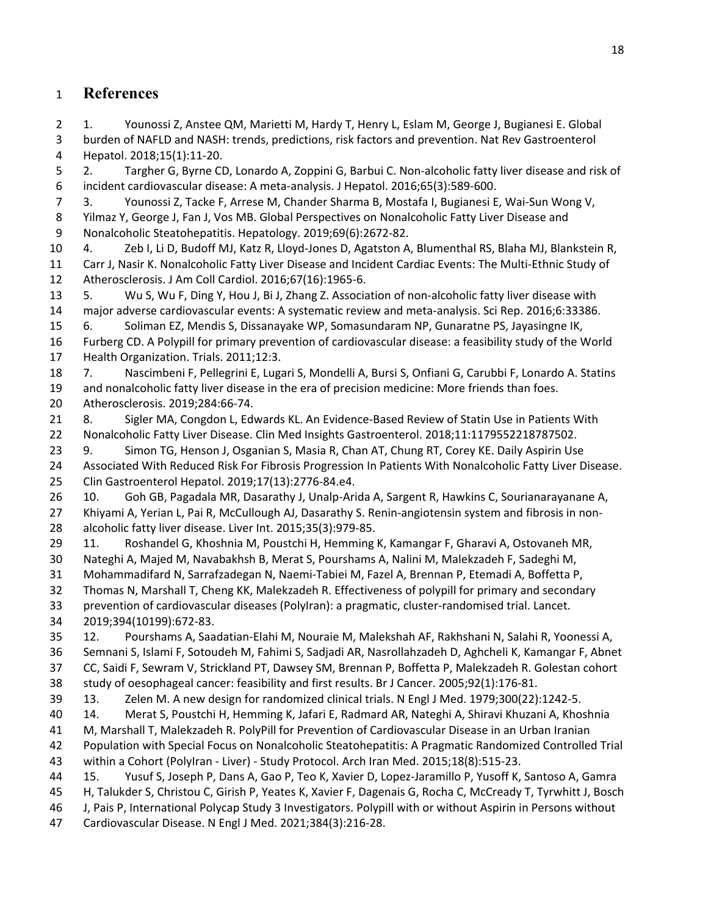# References

1. Younossi Z, Anstee QM, Marietti M, Hardy T, Henry L, Eslam M, George J, Bugianesi E. Global burden of NAFLD and NASH: trends, predictions, risk factors and prevention. Nat Rev Gastroenterol Hepatol. 2018;15(1):11-20.
2. Targher G, Byrne CD, Lonardo A, Zoppini G, Barbui C. Non-alcoholic fatty liver disease and risk of incident cardiovascular disease: A meta-analysis. J Hepatol. 2016;65(3):589-600.
3. Younossi Z, Tacke F, Arrese M, Chander Sharma B, Mostafa I, Bugianesi E, Wai-Sun Wong V, Yilmaz Y, George J, Fan J, Vos MB. Global Perspectives on Nonalcoholic Fatty Liver Disease and Nonalcoholic Steatohepatitis. Hepatology. 2019;69(6):2672-82.
4. Zeb I, Li D, Budoff MJ, Katz R, Lloyd-Jones D, Agatston A, Blumenthal RS, Blaha MJ, Blankstein R, Carr J, Nasir K. Nonalcoholic Fatty Liver Disease and Incident Cardiac Events: The Multi-Ethnic Study of Atherosclerosis. J Am Coll Cardiol. 2016;67(16):1965-6.
5. Wu S, Wu F, Ding Y, Hou J, Bi J, Zhang Z. Association of non-alcoholic fatty liver disease with major adverse cardiovascular events: A systematic review and meta-analysis. Sci Rep. 2016;6:33386.
6. Soliman EZ, Mendis S, Dissanayake WP, Somasundaram NP, Gunaratne PS, Jayasingne IK, Furberg CD. A Polypill for primary prevention of cardiovascular disease: a feasibility study of the World Health Organization. Trials. 2011;12:3.
7. Nascimbeni F, Pellegrini E, Lugari S, Mondelli A, Bursi S, Onfiani G, Carubbi F, Lonardo A. Statins and nonalcoholic fatty liver disease in the era of precision medicine: More friends than foes. Atherosclerosis. 2019;284:66-74.
8. Sigler MA, Congdon L, Edwards KL. An Evidence-Based Review of Statin Use in Patients With Nonalcoholic Fatty Liver Disease. Clin Med Insights Gastroenterol. 2018;11:1179552218787502.
9. Simon TG, Henson J, Osganian S, Masia R, Chan AT, Chung RT, Corey KE. Daily Aspirin Use Associated With Reduced Risk For Fibrosis Progression In Patients With Nonalcoholic Fatty Liver Disease. Clin Gastroenterol Hepatol. 2019;17(13):2776-84.e4.
10. Goh GB, Pagadala MR, Dasarathy J, Unalp-Arida A, Sargent R, Hawkins C, Sourianarayanane A, Khiyami A, Yerian L, Pai R, McCullough AJ, Dasarathy S. Renin-angiotensin system and fibrosis in non-alcoholic fatty liver disease. Liver Int. 2015;35(3):979-85.
11. Roshandel G, Khoshnia M, Poustchi H, Hemming K, Kamangar F, Gharavi A, Ostovaneh MR, Nateghi A, Majed M, Navabakhsh B, Merat S, Pourshams A, Nalini M, Malekzadeh F, Sadeghi M, Mohammadifard N, Sarrafzadegan N, Naemi-Tabiei M, Fazel A, Brennan P, Etemadi A, Boffetta P, Thomas N, Marshall T, Cheng KK, Malekzadeh R. Effectiveness of polypill for primary and secondary prevention of cardiovascular diseases (PolyIran): a pragmatic, cluster-randomised trial. Lancet. 2019;394(10199):672-83.
12. Pourshams A, Saadatian-Elahi M, Nouraie M, Malekshah AF, Rakhshani N, Salahi R, Yoonessi A, Semnani S, Islami F, Sotoudeh M, Fahimi S, Sadjadi AR, Nasrollahzadeh D, Aghcheli K, Kamangar F, Abnet CC, Saidi F, Sewram V, Strickland PT, Dawsey SM, Brennan P, Boffetta P, Malekzadeh R. Golestan cohort study of oesophageal cancer: feasibility and first results. Br J Cancer. 2005;92(1):176-81.
13. Zelen M. A new design for randomized clinical trials. N Engl J Med. 1979;300(22):1242-5.
14. Merat S, Poustchi H, Hemming K, Jafari E, Radmard AR, Nateghi A, Shiravi Khuzani A, Khoshnia M, Marshall T, Malekzadeh R. PolyPill for Prevention of Cardiovascular Disease in an Urban Iranian Population with Special Focus on Nonalcoholic Steatohepatitis: A Pragmatic Randomized Controlled Trial within a Cohort (PolyIran - Liver) - Study Protocol. Arch Iran Med. 2015;18(8):515-23.
15. Yusuf S, Joseph P, Dans A, Gao P, Teo K, Xavier D, Lopez-Jaramillo P, Yusoff K, Santoso A, Gamra H, Talukder S, Christou C, Girish P, Yeates K, Xavier F, Dagenais G, Rocha C, McCready T, Tyrwhitt J, Bosch J, Pais P, International Polycap Study 3 Investigators. Polypill with or without Aspirin in Persons without Cardiovascular Disease. N Engl J Med. 2021;384(3):216-28.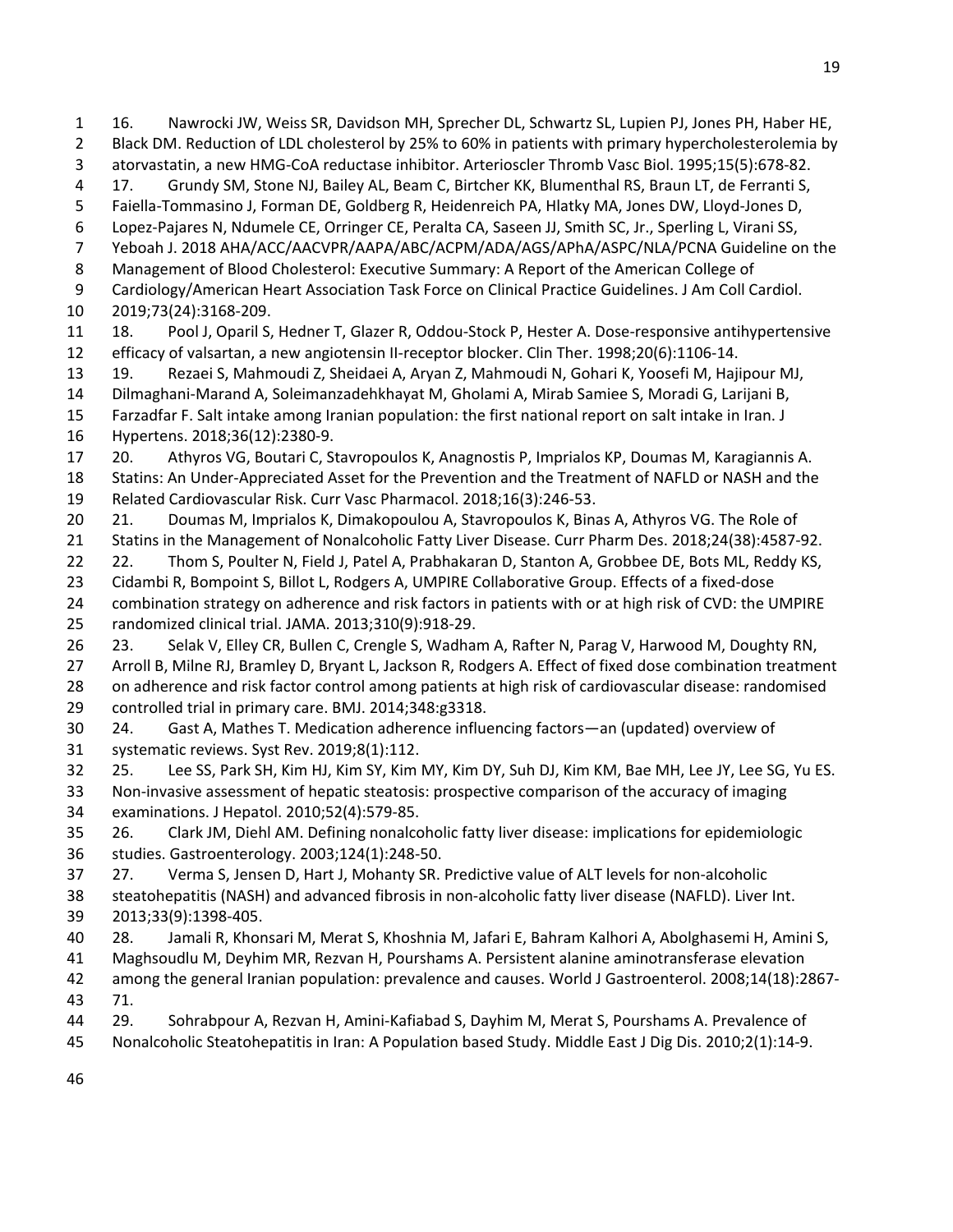16. Nawrocki JW, Weiss SR, Davidson MH, Sprecher DL, Schwartz SL, Lupien PJ, Jones PH, Haber HE, Black DM. Reduction of LDL cholesterol by 25% to 60% in patients with primary hypercholesterolemia by atorvastatin, a new HMG-CoA reductase inhibitor. Arterioscler Thromb Vasc Biol. 1995;15(5):678-82.
17. Grundy SM, Stone NJ, Bailey AL, Beam C, Birtcher KK, Blumenthal RS, Braun LT, de Ferranti S, Faiella-Tommasino J, Forman DE, Goldberg R, Heidenreich PA, Hlatky MA, Jones DW, Lloyd-Jones D, Lopez-Pajares N, Ndumele CE, Orringer CE, Peralta CA, Saseen JJ, Smith SC, Jr., Sperling L, Virani SS, Yeboah J. 2018 AHA/ACC/AACVPR/AAPA/ABC/ACPM/ADA/AGS/APhA/ASPC/NLA/PCNA Guideline on the Management of Blood Cholesterol: Executive Summary: A Report of the American College of Cardiology/American Heart Association Task Force on Clinical Practice Guidelines. J Am Coll Cardiol. 2019;73(24):3168-209.
18. Pool J, Oparil S, Hedner T, Glazer R, Oddou-Stock P, Hester A. Dose-responsive antihypertensive efficacy of valsartan, a new angiotensin II-receptor blocker. Clin Ther. 1998;20(6):1106-14.
19. Rezaei S, Mahmoudi Z, Sheidaei A, Aryan Z, Mahmoudi N, Gohari K, Yoosefi M, Hajipour MJ, Dilmaghani-Marand A, Soleimanzadehkhayat M, Gholami A, Mirab Samiee S, Moradi G, Larijani B, Farzadfar F. Salt intake among Iranian population: the first national report on salt intake in Iran. J Hypertens. 2018;36(12):2380-9.
20. Athyros VG, Boutari C, Stavropoulos K, Anagnostis P, Imprialos KP, Doumas M, Karagiannis A. Statins: An Under-Appreciated Asset for the Prevention and the Treatment of NAFLD or NASH and the Related Cardiovascular Risk. Curr Vasc Pharmacol. 2018;16(3):246-53.
21. Doumas M, Imprialos K, Dimakopoulou A, Stavropoulos K, Binas A, Athyros VG. The Role of Statins in the Management of Nonalcoholic Fatty Liver Disease. Curr Pharm Des. 2018;24(38):4587-92.
22. Thom S, Poulter N, Field J, Patel A, Prabhakaran D, Stanton A, Grobbee DE, Bots ML, Reddy KS, Cidambi R, Bompoint S, Billot L, Rodgers A, UMPIRE Collaborative Group. Effects of a fixed-dose combination strategy on adherence and risk factors in patients with or at high risk of CVD: the UMPIRE randomized clinical trial. JAMA. 2013;310(9):918-29.
23. Selak V, Elley CR, Bullen C, Crengle S, Wadham A, Rafter N, Parag V, Harwood M, Doughty RN, Arroll B, Milne RJ, Bramley D, Bryant L, Jackson R, Rodgers A. Effect of fixed dose combination treatment on adherence and risk factor control among patients at high risk of cardiovascular disease: randomised controlled trial in primary care. BMJ. 2014;348:g3318.
24. Gast A, Mathes T. Medication adherence influencing factors—an (updated) overview of systematic reviews. Syst Rev. 2019;8(1):112.
25. Lee SS, Park SH, Kim HJ, Kim SY, Kim MY, Kim DY, Suh DJ, Kim KM, Bae MH, Lee JY, Lee SG, Yu ES. Non-invasive assessment of hepatic steatosis: prospective comparison of the accuracy of imaging examinations. J Hepatol. 2010;52(4):579-85.
26. Clark JM, Diehl AM. Defining nonalcoholic fatty liver disease: implications for epidemiologic studies. Gastroenterology. 2003;124(1):248-50.
27. Verma S, Jensen D, Hart J, Mohanty SR. Predictive value of ALT levels for non-alcoholic steatohepatitis (NASH) and advanced fibrosis in non-alcoholic fatty liver disease (NAFLD). Liver Int. 2013;33(9):1398-405.
28. Jamali R, Khonsari M, Merat S, Khoshnia M, Jafari E, Bahram Kalhori A, Abolghasemi H, Amini S, Maghsoudlu M, Deyhim MR, Rezvan H, Pourshams A. Persistent alanine aminotransferase elevation among the general Iranian population: prevalence and causes. World J Gastroenterol. 2008;14(18):2867-71.
29. Sohrabpour A, Rezvan H, Amini-Kafiabad S, Dayhim M, Merat S, Pourshams A. Prevalence of Nonalcoholic Steatohepatitis in Iran: A Population based Study. Middle East J Dig Dis. 2010;2(1):14-9.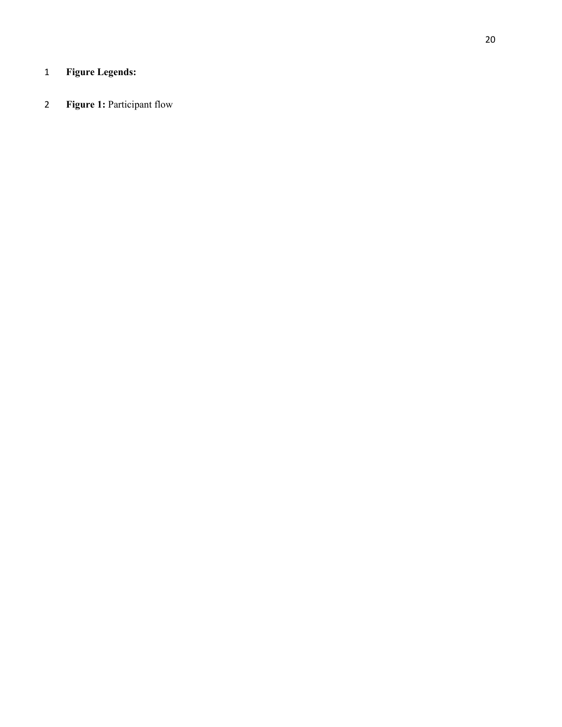**Figure Legends:**

**Figure 1:** Participant flow